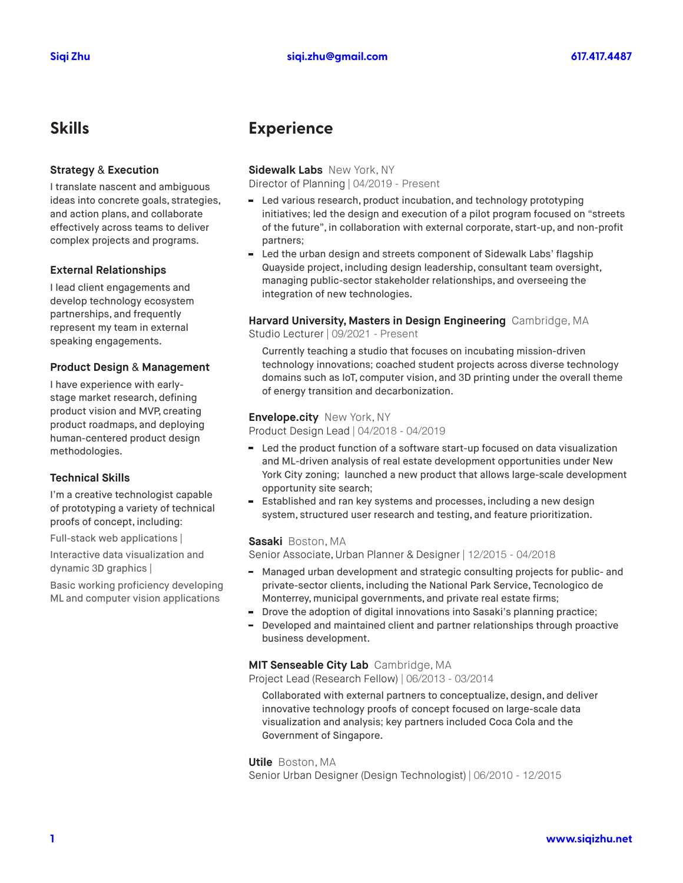**Siqi Zhu** | **siqi.zhu@gmail.com** | **617.417.4487**

## Skills

### Strategy & Execution

I translate nascent and ambiguous ideas into concrete goals, strategies, and action plans, and collaborate effectively across teams to deliver complex projects and programs.

### External Relationships

I lead client engagements and develop technology ecosystem partnerships, and frequently represent my team in external speaking engagements.

### Product Design & Management

I have experience with early-stage market research, defining product vision and MVP, creating product roadmaps, and deploying human-centered product design methodologies.

### Technical Skills

I'm a creative technologist capable of prototyping a variety of technical proofs of concept, including:

Full-stack web applications |

Interactive data visualization and dynamic 3D graphics |

Basic working proficiency developing ML and computer vision applications

## Experience

**Sidewalk Labs** New York, NY
Director of Planning | 04/2019 - Present

- Led various research, product incubation, and technology prototyping initiatives; led the design and execution of a pilot program focused on "streets of the future", in collaboration with external corporate, start-up, and non-profit partners;
- Led the urban design and streets component of Sidewalk Labs' flagship Quayside project, including design leadership, consultant team oversight, managing public-sector stakeholder relationships, and overseeing the integration of new technologies.

**Harvard University, Masters in Design Engineering** Cambridge, MA
Studio Lecturer | 09/2021 - Present

Currently teaching a studio that focuses on incubating mission-driven technology innovations; coached student projects across diverse technology domains such as IoT, computer vision, and 3D printing under the overall theme of energy transition and decarbonization.

**Envelope.city** New York, NY
Product Design Lead | 04/2018 - 04/2019

- Led the product function of a software start-up focused on data visualization and ML-driven analysis of real estate development opportunities under New York City zoning; launched a new product that allows large-scale development opportunity site search;
- Established and ran key systems and processes, including a new design system, structured user research and testing, and feature prioritization.

**Sasaki** Boston, MA
Senior Associate, Urban Planner & Designer | 12/2015 - 04/2018

- Managed urban development and strategic consulting projects for public- and private-sector clients, including the National Park Service, Tecnologico de Monterrey, municipal governments, and private real estate firms;
- Drove the adoption of digital innovations into Sasaki's planning practice;
- Developed and maintained client and partner relationships through proactive business development.

**MIT Senseable City Lab** Cambridge, MA
Project Lead (Research Fellow) | 06/2013 - 03/2014

Collaborated with external partners to conceptualize, design, and deliver innovative technology proofs of concept focused on large-scale data visualization and analysis; key partners included Coca Cola and the Government of Singapore.

**Utile** Boston, MA
Senior Urban Designer (Design Technologist) | 06/2010 - 12/2015

www.siqizhu.net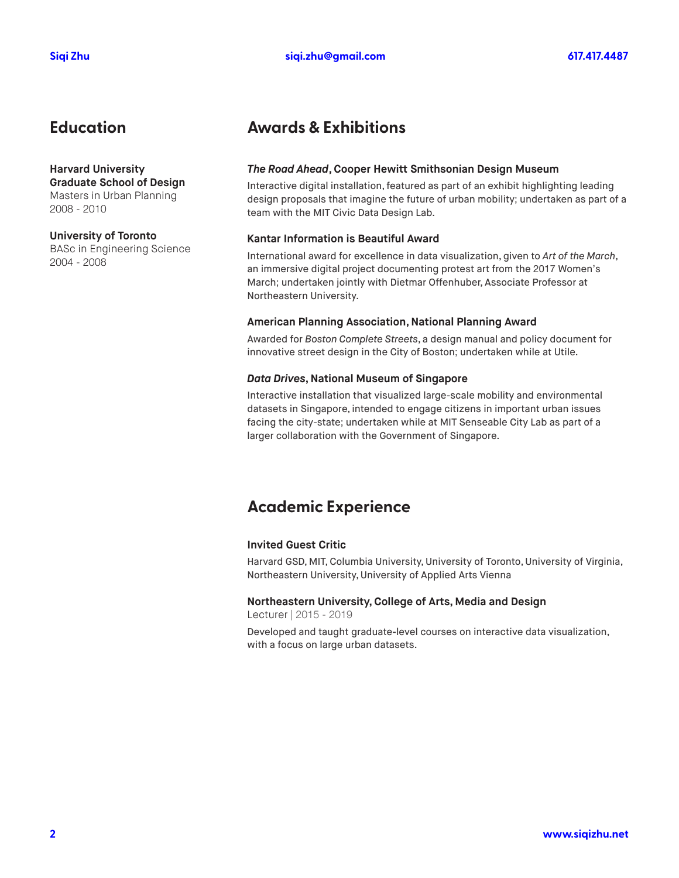## Education

**Harvard University**
**Graduate School of Design**
Masters in Urban Planning
2008 - 2010

**University of Toronto**
BASc in Engineering Science
2004 - 2008

## Awards & Exhibitions

**_The Road Ahead_, Cooper Hewitt Smithsonian Design Museum**

Interactive digital installation, featured as part of an exhibit highlighting leading design proposals that imagine the future of urban mobility; undertaken as part of a team with the MIT Civic Data Design Lab.

**Kantar Information is Beautiful Award**

International award for excellence in data visualization, given to *Art of the March*, an immersive digital project documenting protest art from the 2017 Women's March; undertaken jointly with Dietmar Offenhuber, Associate Professor at Northeastern University.

**American Planning Association, National Planning Award**

Awarded for *Boston Complete Streets*, a design manual and policy document for innovative street design in the City of Boston; undertaken while at Utile.

**_Data Drives_, National Museum of Singapore**

Interactive installation that visualized large-scale mobility and environmental datasets in Singapore, intended to engage citizens in important urban issues facing the city-state; undertaken while at MIT Senseable City Lab as part of a larger collaboration with the Government of Singapore.

## Academic Experience

**Invited Guest Critic**

Harvard GSD, MIT, Columbia University, University of Toronto, University of Virginia, Northeastern University, University of Applied Arts Vienna

**Northeastern University, College of Arts, Media and Design**
Lecturer | 2015 - 2019

Developed and taught graduate-level courses on interactive data visualization, with a focus on large urban datasets.